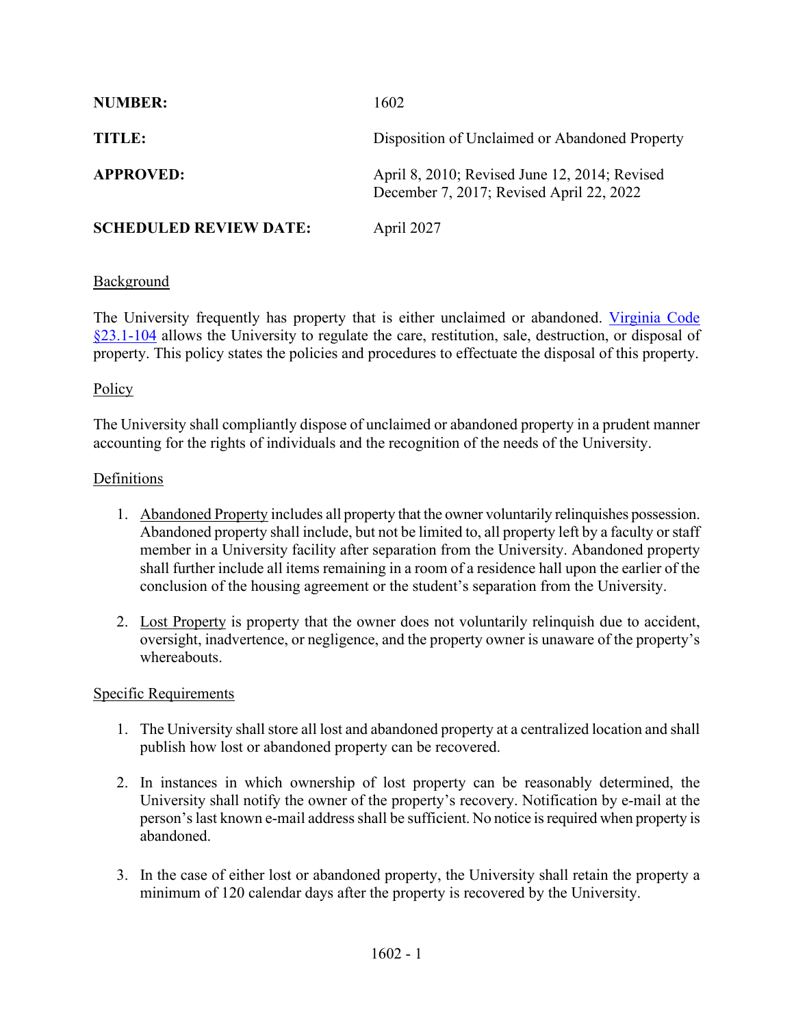**NUMBER:** 1602

**TITLE:** Disposition of Unclaimed or Abandoned Property

**APPROVED:** April 8, 2010; Revised June 12, 2014; Revised December 7, 2017; Revised April 22, 2022

**SCHEDULED REVIEW DATE:** April 2027

## Background

The University frequently has property that is either unclaimed or abandoned. [Virginia Code §23.1-104](#) allows the University to regulate the care, restitution, sale, destruction, or disposal of property. This policy states the policies and procedures to effectuate the disposal of this property.

## Policy

The University shall compliantly dispose of unclaimed or abandoned property in a prudent manner accounting for the rights of individuals and the recognition of the needs of the University.

## Definitions

1. Abandoned Property includes all property that the owner voluntarily relinquishes possession. Abandoned property shall include, but not be limited to, all property left by a faculty or staff member in a University facility after separation from the University. Abandoned property shall further include all items remaining in a room of a residence hall upon the earlier of the conclusion of the housing agreement or the student's separation from the University.

2. Lost Property is property that the owner does not voluntarily relinquish due to accident, oversight, inadvertence, or negligence, and the property owner is unaware of the property's whereabouts.

## Specific Requirements

1. The University shall store all lost and abandoned property at a centralized location and shall publish how lost or abandoned property can be recovered.

2. In instances in which ownership of lost property can be reasonably determined, the University shall notify the owner of the property's recovery. Notification by e-mail at the person's last known e-mail address shall be sufficient. No notice is required when property is abandoned.

3. In the case of either lost or abandoned property, the University shall retain the property a minimum of 120 calendar days after the property is recovered by the University.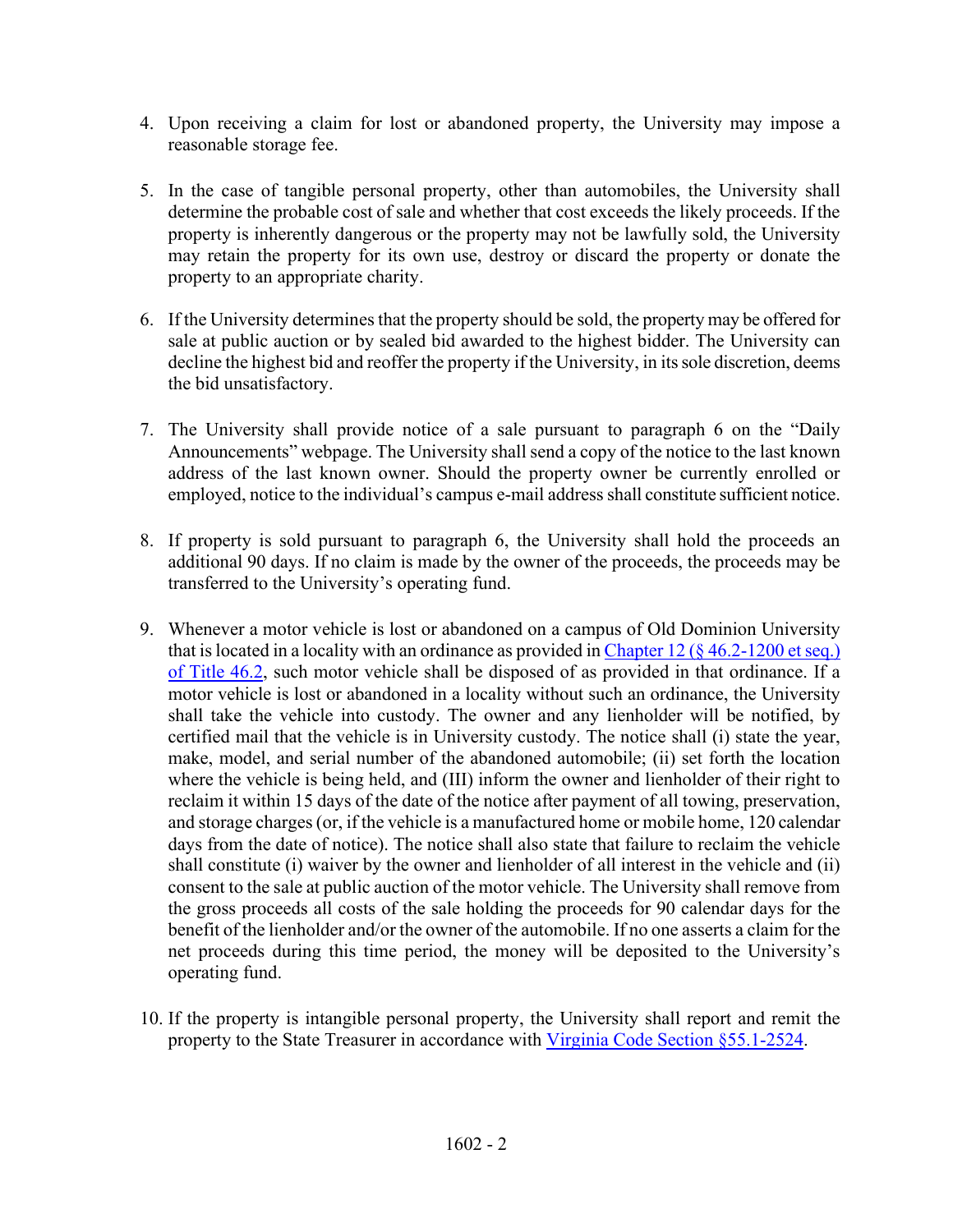4. Upon receiving a claim for lost or abandoned property, the University may impose a reasonable storage fee.

5. In the case of tangible personal property, other than automobiles, the University shall determine the probable cost of sale and whether that cost exceeds the likely proceeds. If the property is inherently dangerous or the property may not be lawfully sold, the University may retain the property for its own use, destroy or discard the property or donate the property to an appropriate charity.

6. If the University determines that the property should be sold, the property may be offered for sale at public auction or by sealed bid awarded to the highest bidder. The University can decline the highest bid and reoffer the property if the University, in its sole discretion, deems the bid unsatisfactory.

7. The University shall provide notice of a sale pursuant to paragraph 6 on the "Daily Announcements" webpage. The University shall send a copy of the notice to the last known address of the last known owner. Should the property owner be currently enrolled or employed, notice to the individual's campus e-mail address shall constitute sufficient notice.

8. If property is sold pursuant to paragraph 6, the University shall hold the proceeds an additional 90 days. If no claim is made by the owner of the proceeds, the proceeds may be transferred to the University's operating fund.

9. Whenever a motor vehicle is lost or abandoned on a campus of Old Dominion University that is located in a locality with an ordinance as provided in [Chapter 12 (§ 46.2-1200 et seq.) of Title 46.2](), such motor vehicle shall be disposed of as provided in that ordinance. If a motor vehicle is lost or abandoned in a locality without such an ordinance, the University shall take the vehicle into custody. The owner and any lienholder will be notified, by certified mail that the vehicle is in University custody. The notice shall (i) state the year, make, model, and serial number of the abandoned automobile; (ii) set forth the location where the vehicle is being held, and (III) inform the owner and lienholder of their right to reclaim it within 15 days of the date of the notice after payment of all towing, preservation, and storage charges (or, if the vehicle is a manufactured home or mobile home, 120 calendar days from the date of notice). The notice shall also state that failure to reclaim the vehicle shall constitute (i) waiver by the owner and lienholder of all interest in the vehicle and (ii) consent to the sale at public auction of the motor vehicle. The University shall remove from the gross proceeds all costs of the sale holding the proceeds for 90 calendar days for the benefit of the lienholder and/or the owner of the automobile. If no one asserts a claim for the net proceeds during this time period, the money will be deposited to the University's operating fund.

10. If the property is intangible personal property, the University shall report and remit the property to the State Treasurer in accordance with [Virginia Code Section §55.1-2524]().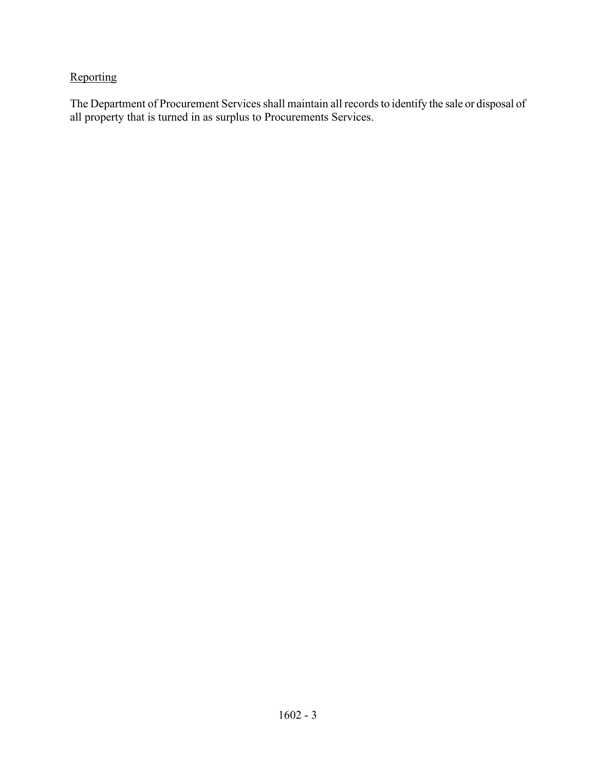Reporting

The Department of Procurement Services shall maintain all records to identify the sale or disposal of all property that is turned in as surplus to Procurements Services.